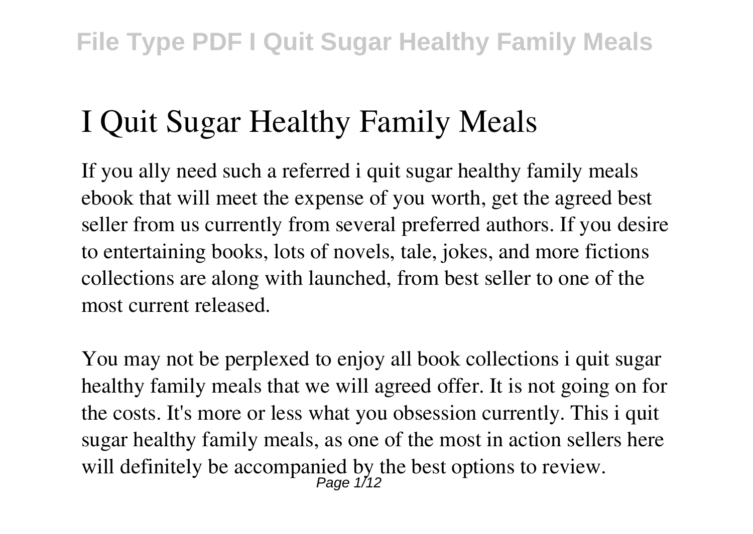# I Quit Sugar Healthy Family Meals

If you ally need such a referred i quit sugar healthy family meals ebook that will meet the expense of you worth, get the agreed best seller from us currently from several preferred authors. If you desire to entertaining books, lots of novels, tale, jokes, and more fictions collections are along with launched, from best seller to one of the most current released.

You may not be perplexed to enjoy all book collections i quit sugar healthy family meals that we will agreed offer. It is not going on for the costs. It's more or less what you obsession currently. This i quit sugar healthy family meals, as one of the most in action sellers here will definitely be accompanied by the best options to review.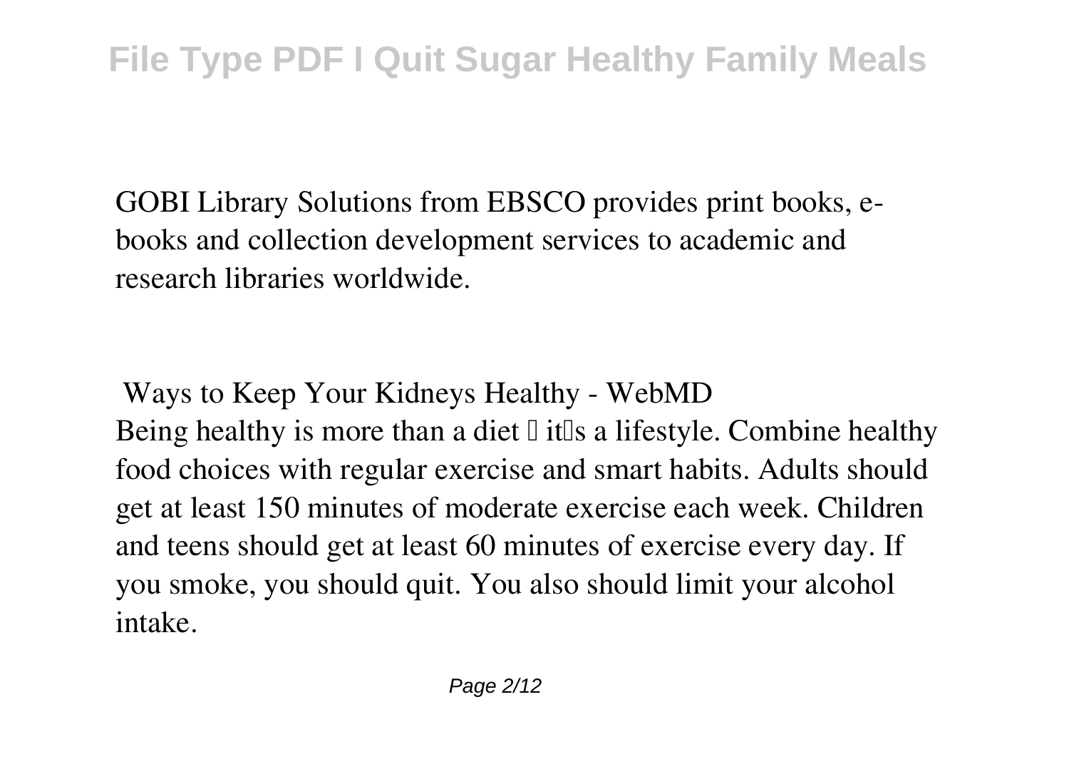GOBI Library Solutions from EBSCO provides print books, e-books and collection development services to academic and research libraries worldwide.

**Ways to Keep Your Kidneys Healthy - WebMD**

Being healthy is more than a diet — it's a lifestyle. Combine healthy food choices with regular exercise and smart habits. Adults should get at least 150 minutes of moderate exercise each week. Children and teens should get at least 60 minutes of exercise every day. If you smoke, you should quit. You also should limit your alcohol intake.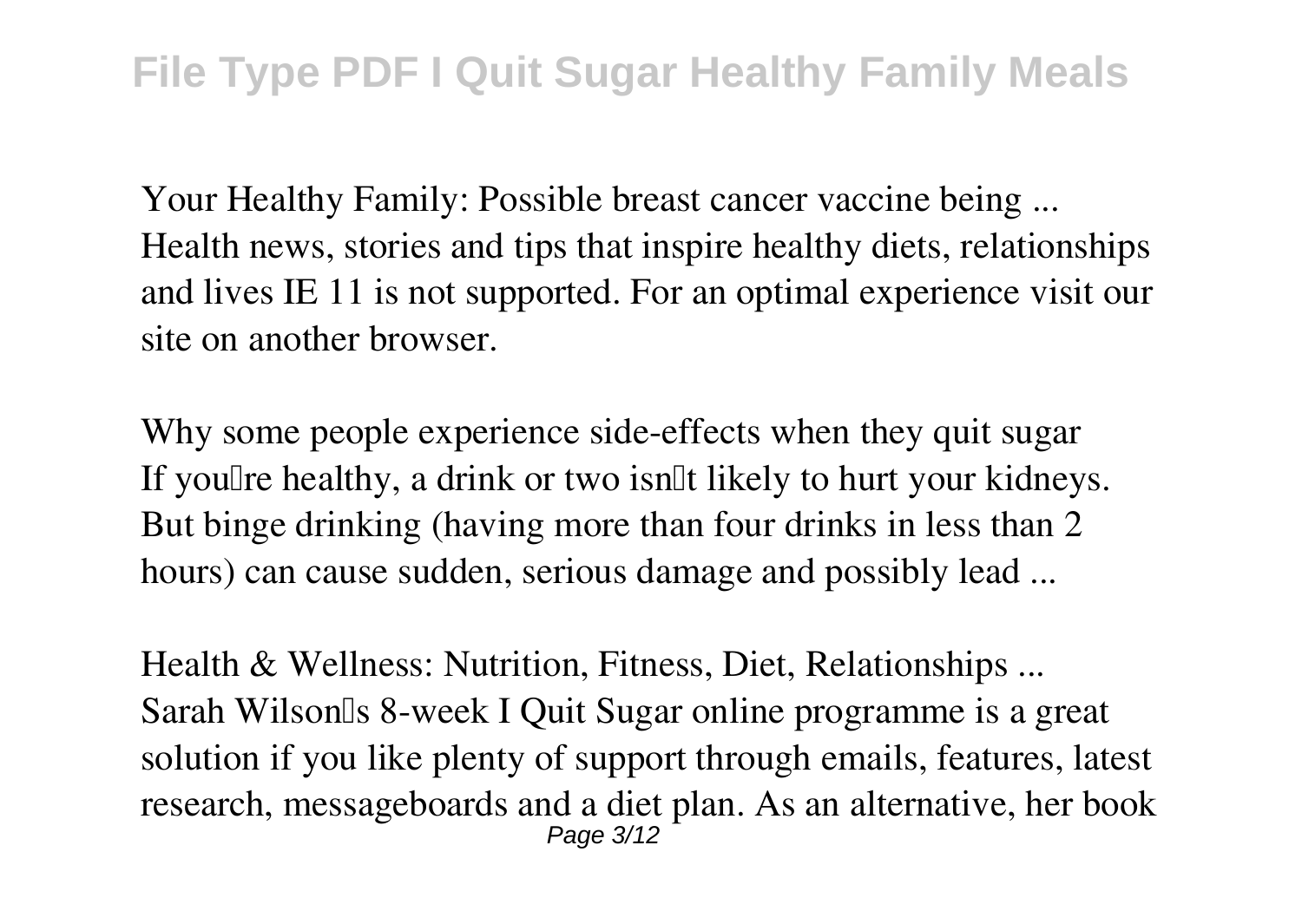**Your Healthy Family: Possible breast cancer vaccine being ...**
Health news, stories and tips that inspire healthy diets, relationships and lives IE 11 is not supported. For an optimal experience visit our site on another browser.

**Why some people experience side-effects when they quit sugar**
If you're healthy, a drink or two isn't likely to hurt your kidneys. But binge drinking (having more than four drinks in less than 2 hours) can cause sudden, serious damage and possibly lead ...

**Health & Wellness: Nutrition, Fitness, Diet, Relationships ...**
Sarah Wilson's 8-week I Quit Sugar online programme is a great solution if you like plenty of support through emails, features, latest research, messageboards and a diet plan. As an alternative, her book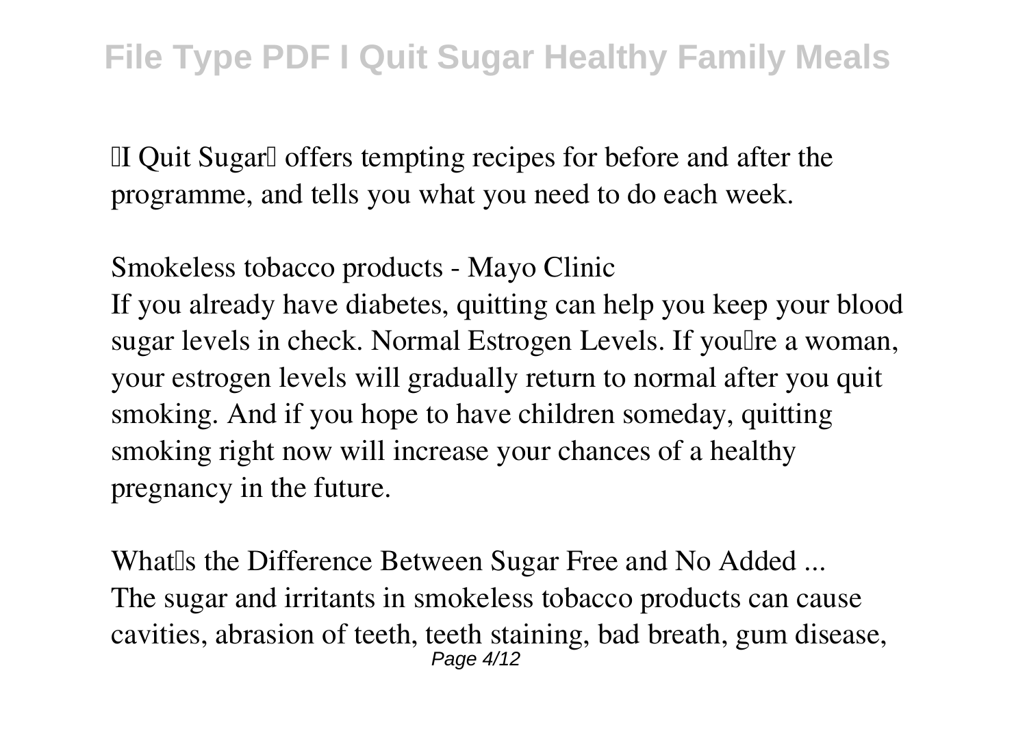'I Quit Sugar' offers tempting recipes for before and after the programme, and tells you what you need to do each week.

## Smokeless tobacco products - Mayo Clinic

If you already have diabetes, quitting can help you keep your blood sugar levels in check. Normal Estrogen Levels. If you're a woman, your estrogen levels will gradually return to normal after you quit smoking. And if you hope to have children someday, quitting smoking right now will increase your chances of a healthy pregnancy in the future.

## What's the Difference Between Sugar Free and No Added ...

The sugar and irritants in smokeless tobacco products can cause cavities, abrasion of teeth, teeth staining, bad breath, gum disease,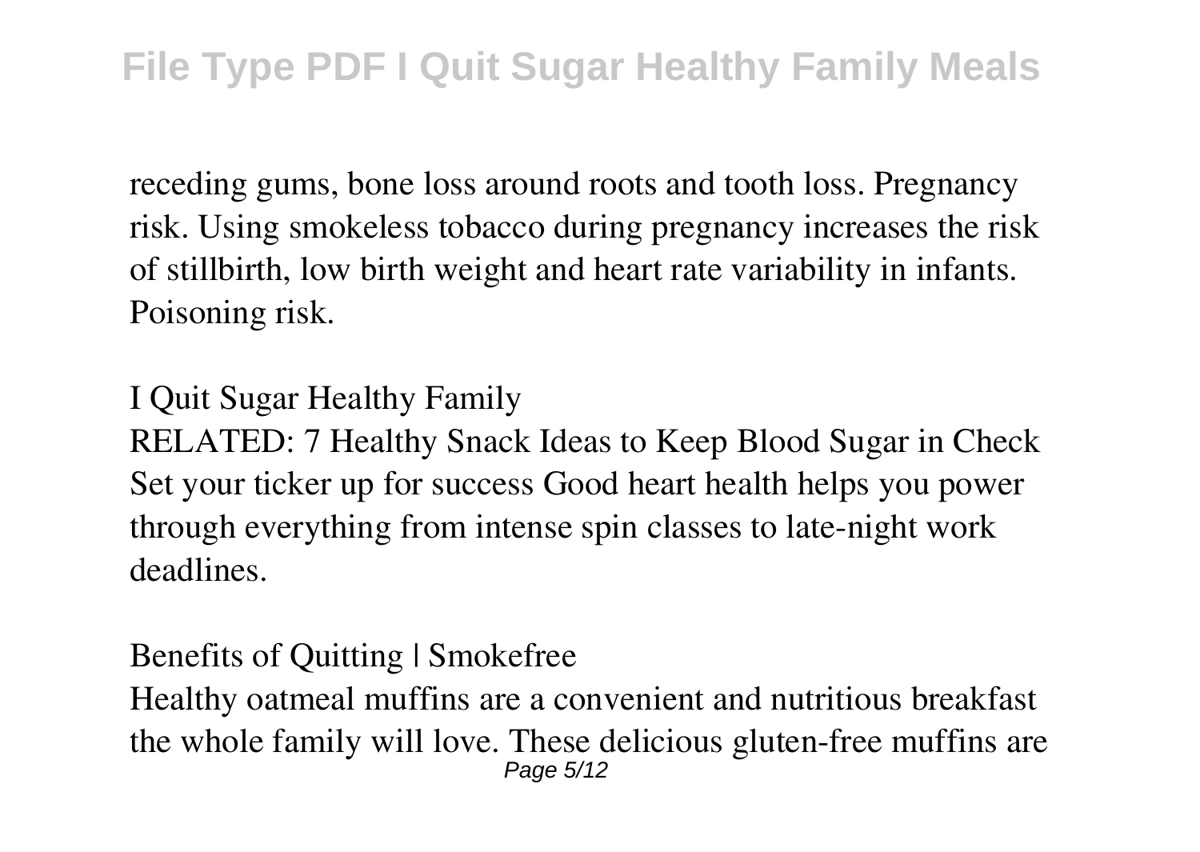receding gums, bone loss around roots and tooth loss. Pregnancy risk. Using smokeless tobacco during pregnancy increases the risk of stillbirth, low birth weight and heart rate variability in infants. Poisoning risk.

## I Quit Sugar Healthy Family

RELATED: 7 Healthy Snack Ideas to Keep Blood Sugar in Check Set your ticker up for success Good heart health helps you power through everything from intense spin classes to late-night work deadlines.

## Benefits of Quitting | Smokefree

Healthy oatmeal muffins are a convenient and nutritious breakfast the whole family will love. These delicious gluten-free muffins are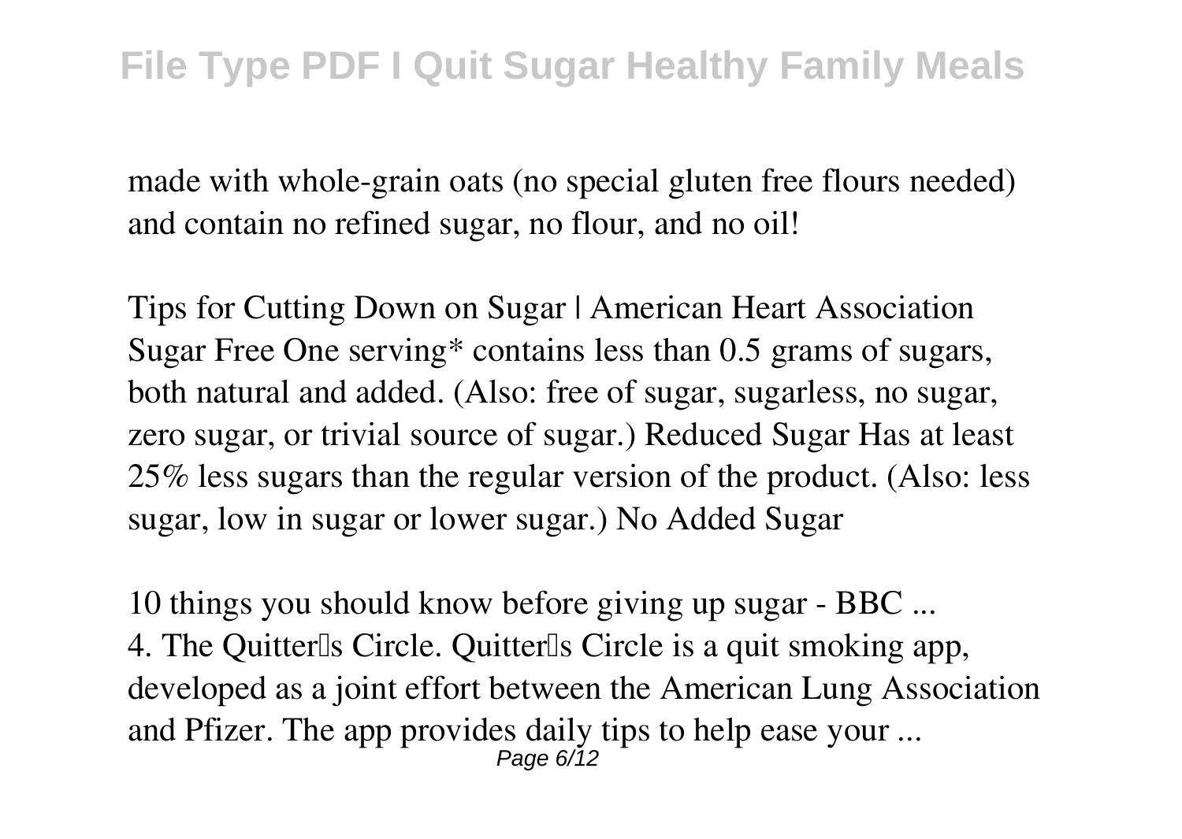made with whole-grain oats (no special gluten free flours needed) and contain no refined sugar, no flour, and no oil!

**Tips for Cutting Down on Sugar | American Heart Association**

Sugar Free One serving* contains less than 0.5 grams of sugars, both natural and added. (Also: free of sugar, sugarless, no sugar, zero sugar, or trivial source of sugar.) Reduced Sugar Has at least 25% less sugars than the regular version of the product. (Also: less sugar, low in sugar or lower sugar.) No Added Sugar

**10 things you should know before giving up sugar - BBC ...**

4. The Quitter's Circle. Quitter's Circle is a quit smoking app, developed as a joint effort between the American Lung Association and Pfizer. The app provides daily tips to help ease your ...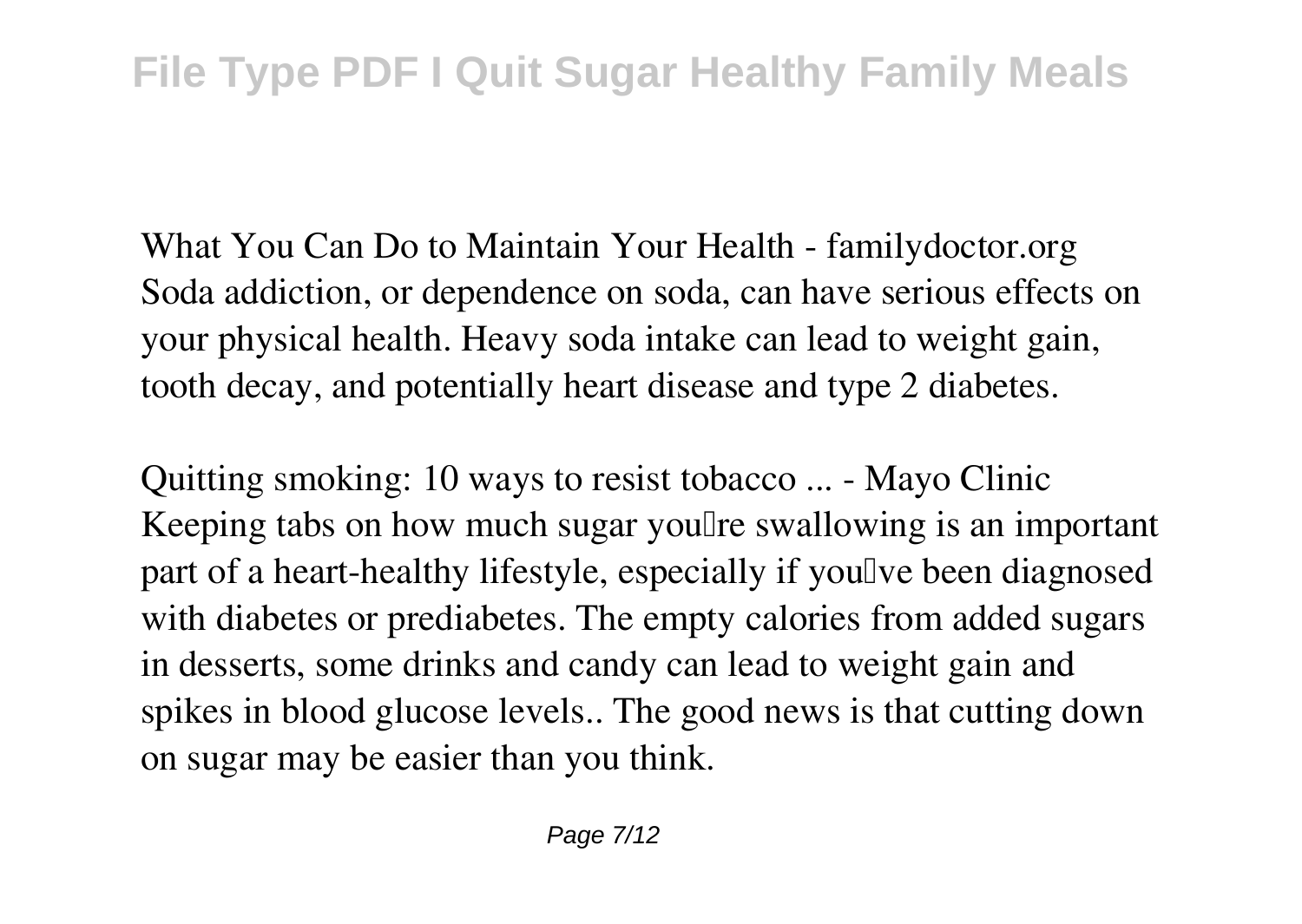**What You Can Do to Maintain Your Health - familydoctor.org**

Soda addiction, or dependence on soda, can have serious effects on your physical health. Heavy soda intake can lead to weight gain, tooth decay, and potentially heart disease and type 2 diabetes.

**Quitting smoking: 10 ways to resist tobacco ... - Mayo Clinic**

Keeping tabs on how much sugar you're swallowing is an important part of a heart-healthy lifestyle, especially if you've been diagnosed with diabetes or prediabetes. The empty calories from added sugars in desserts, some drinks and candy can lead to weight gain and spikes in blood glucose levels.. The good news is that cutting down on sugar may be easier than you think.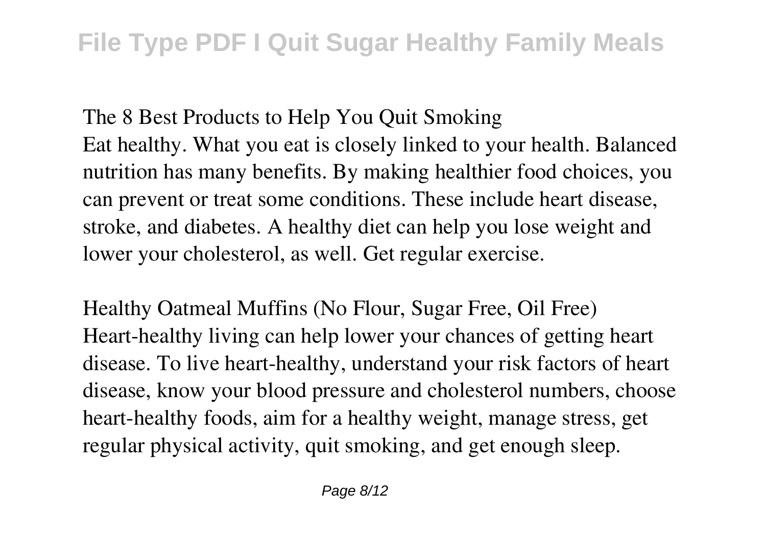## The 8 Best Products to Help You Quit Smoking

Eat healthy. What you eat is closely linked to your health. Balanced nutrition has many benefits. By making healthier food choices, you can prevent or treat some conditions. These include heart disease, stroke, and diabetes. A healthy diet can help you lose weight and lower your cholesterol, as well. Get regular exercise.

## Healthy Oatmeal Muffins (No Flour, Sugar Free, Oil Free)

Heart-healthy living can help lower your chances of getting heart disease. To live heart-healthy, understand your risk factors of heart disease, know your blood pressure and cholesterol numbers, choose heart-healthy foods, aim for a healthy weight, manage stress, get regular physical activity, quit smoking, and get enough sleep.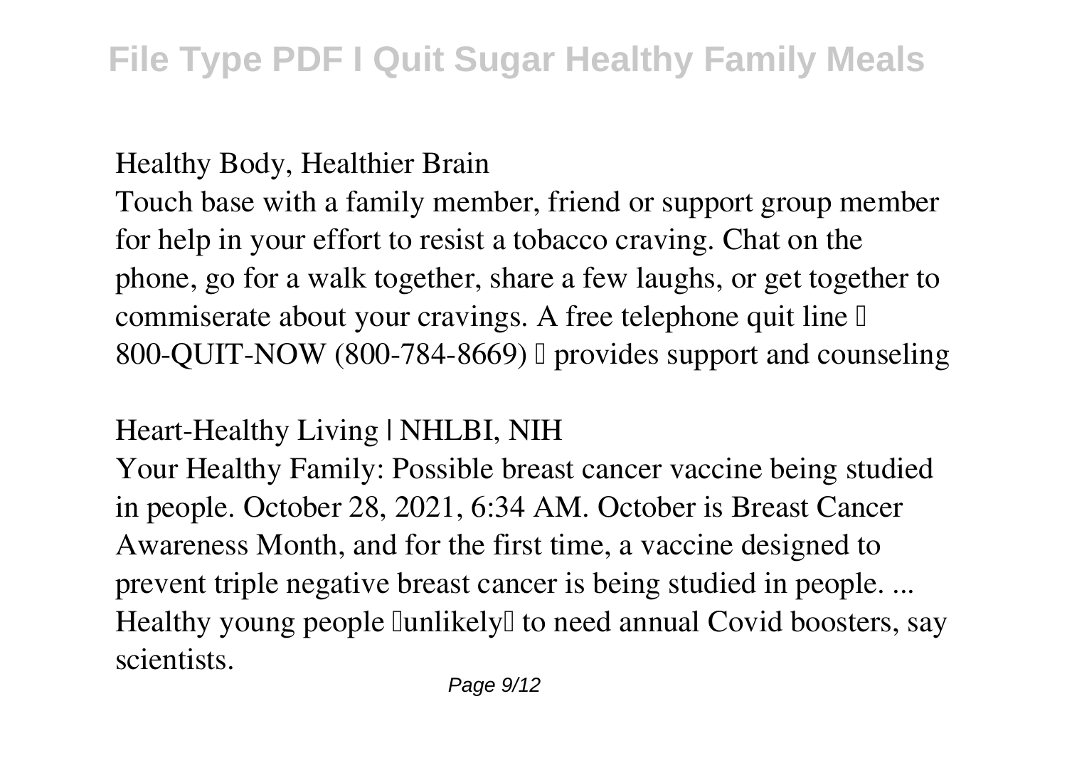**Healthy Body, Healthier Brain**

Touch base with a family member, friend or support group member for help in your effort to resist a tobacco craving. Chat on the phone, go for a walk together, share a few laughs, or get together to commiserate about your cravings. A free telephone quit line — 800-QUIT-NOW (800-784-8669) — provides support and counseling

**Heart-Healthy Living | NHLBI, NIH**

Your Healthy Family: Possible breast cancer vaccine being studied in people. October 28, 2021, 6:34 AM. October is Breast Cancer Awareness Month, and for the first time, a vaccine designed to prevent triple negative breast cancer is being studied in people. ... Healthy young people 'unlikely' to need annual Covid boosters, say scientists.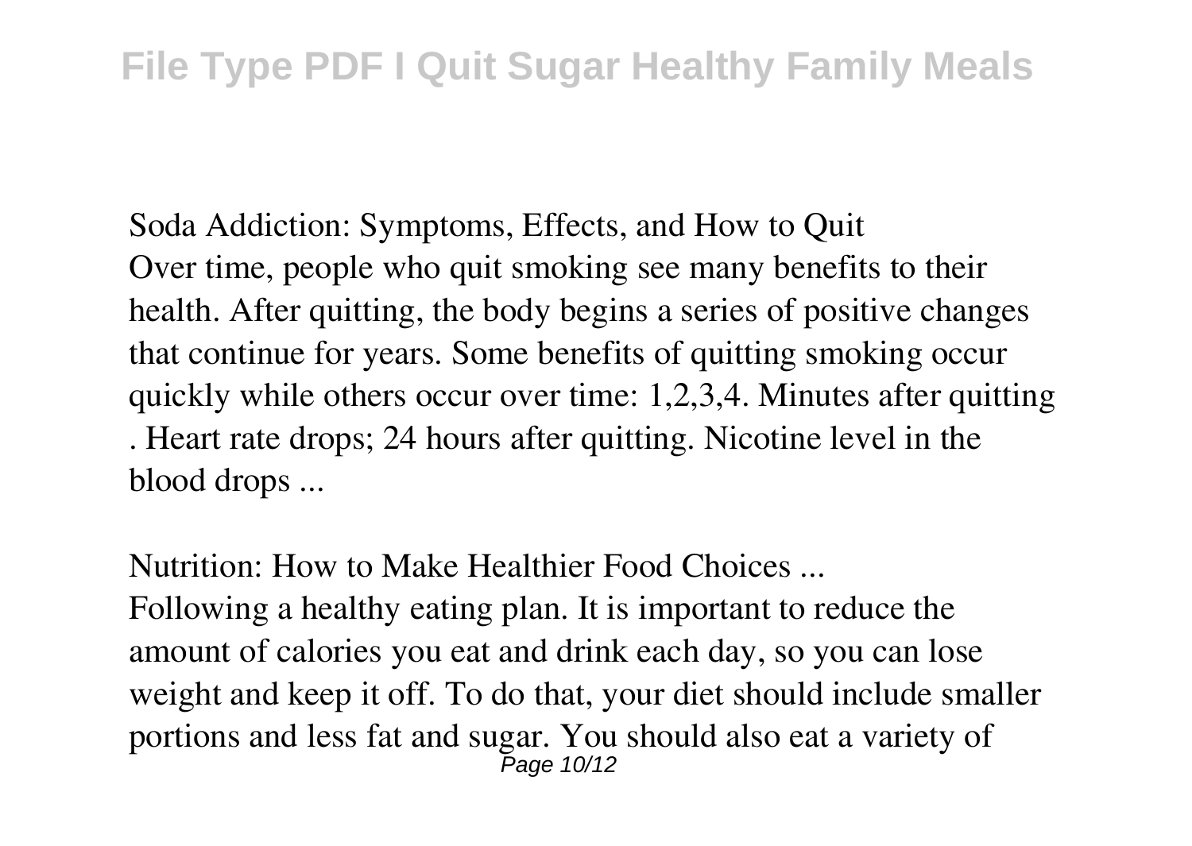## Soda Addiction: Symptoms, Effects, and How to Quit

Over time, people who quit smoking see many benefits to their health. After quitting, the body begins a series of positive changes that continue for years. Some benefits of quitting smoking occur quickly while others occur over time: 1,2,3,4. Minutes after quitting . Heart rate drops; 24 hours after quitting. Nicotine level in the blood drops ...

## Nutrition: How to Make Healthier Food Choices ...

Following a healthy eating plan. It is important to reduce the amount of calories you eat and drink each day, so you can lose weight and keep it off. To do that, your diet should include smaller portions and less fat and sugar. You should also eat a variety of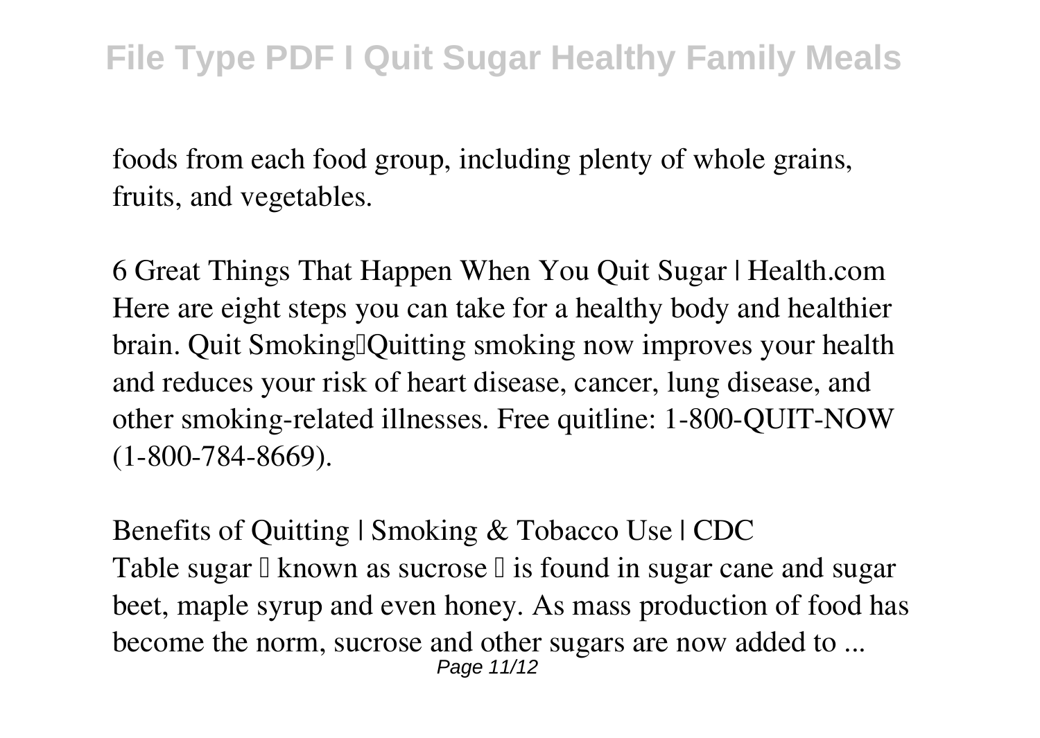foods from each food group, including plenty of whole grains, fruits, and vegetables.

**6 Great Things That Happen When You Quit Sugar | Health.com**

Here are eight steps you can take for a healthy body and healthier brain. Quit Smoking—Quitting smoking now improves your health and reduces your risk of heart disease, cancer, lung disease, and other smoking-related illnesses. Free quitline: 1-800-QUIT-NOW (1-800-784-8669).

**Benefits of Quitting | Smoking & Tobacco Use | CDC**

Table sugar — known as sucrose — is found in sugar cane and sugar beet, maple syrup and even honey. As mass production of food has become the norm, sucrose and other sugars are now added to ...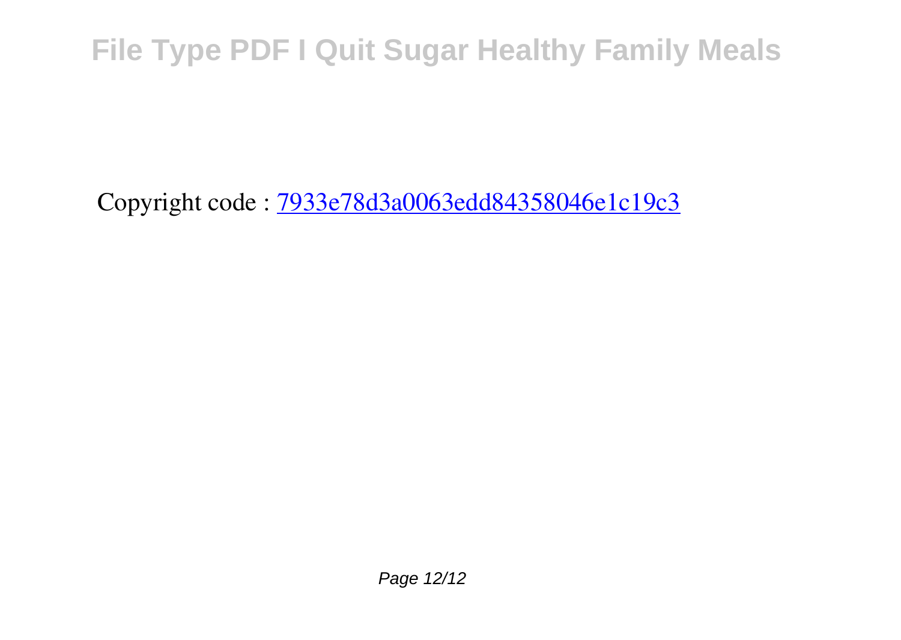Copyright code : [7933e78d3a0063edd84358046e1c19c3](7933e78d3a0063edd84358046e1c19c3)